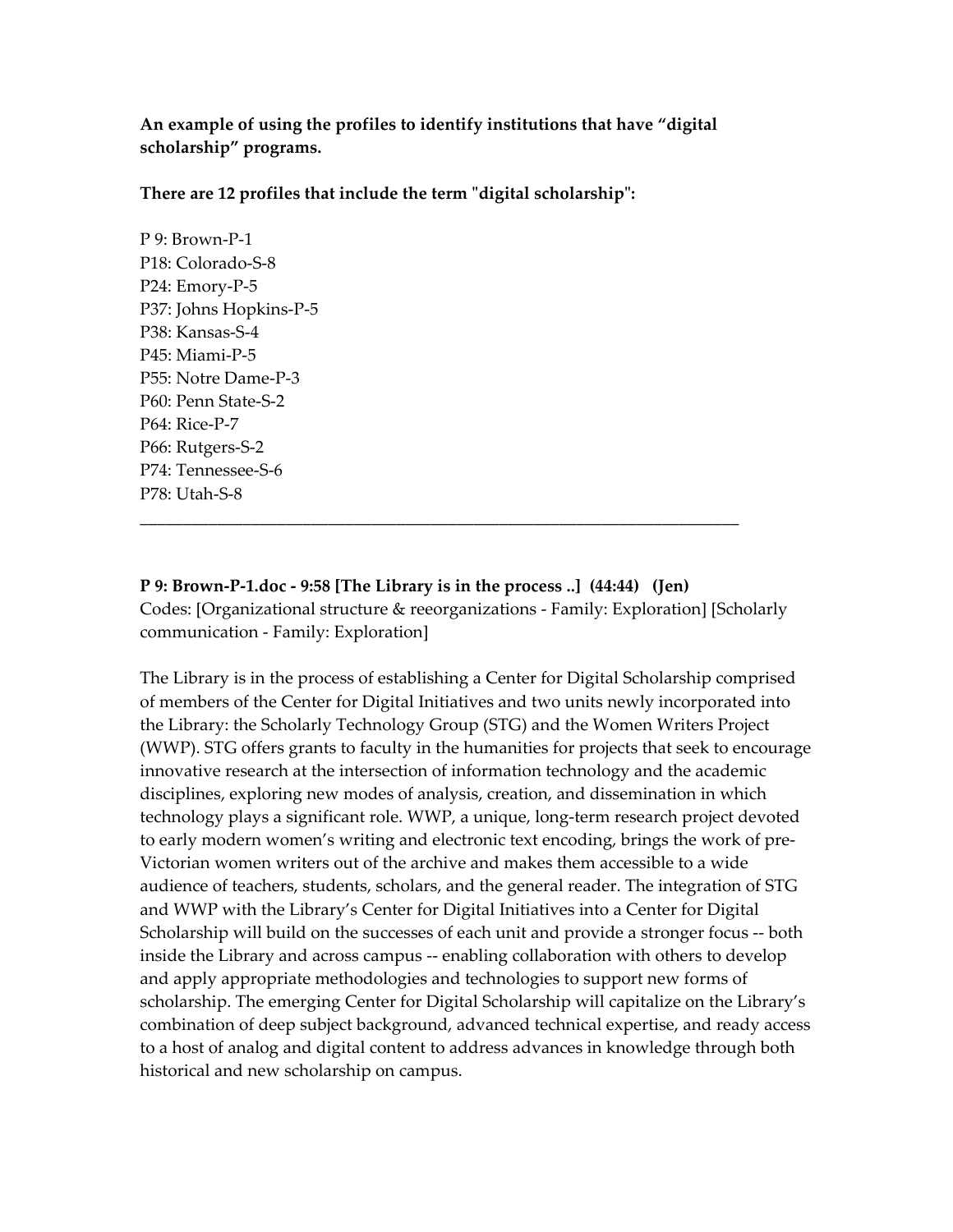**An example of using the profiles to identify institutions that have "digital scholarship" programs.**

**There are 12 profiles that include the term "digital scholarship":**

P 9: Brown-P-1
P18: Colorado-S-8
P24: Emory-P-5
P37: Johns Hopkins-P-5
P38: Kansas-S-4
P45: Miami-P-5
P55: Notre Dame-P-3
P60: Penn State-S-2
P64: Rice-P-7
P66: Rutgers-S-2
P74: Tennessee-S-6
P78: Utah-S-8

---

**P 9: Brown-P-1.doc - 9:58 [The Library is in the process ..] (44:44) (Jen)**
Codes: [Organizational structure & reeorganizations - Family: Exploration] [Scholarly communication - Family: Exploration]

The Library is in the process of establishing a Center for Digital Scholarship comprised of members of the Center for Digital Initiatives and two units newly incorporated into the Library: the Scholarly Technology Group (STG) and the Women Writers Project (WWP). STG offers grants to faculty in the humanities for projects that seek to encourage innovative research at the intersection of information technology and the academic disciplines, exploring new modes of analysis, creation, and dissemination in which technology plays a significant role. WWP, a unique, long-term research project devoted to early modern women's writing and electronic text encoding, brings the work of pre-Victorian women writers out of the archive and makes them accessible to a wide audience of teachers, students, scholars, and the general reader. The integration of STG and WWP with the Library's Center for Digital Initiatives into a Center for Digital Scholarship will build on the successes of each unit and provide a stronger focus -- both inside the Library and across campus -- enabling collaboration with others to develop and apply appropriate methodologies and technologies to support new forms of scholarship. The emerging Center for Digital Scholarship will capitalize on the Library's combination of deep subject background, advanced technical expertise, and ready access to a host of analog and digital content to address advances in knowledge through both historical and new scholarship on campus.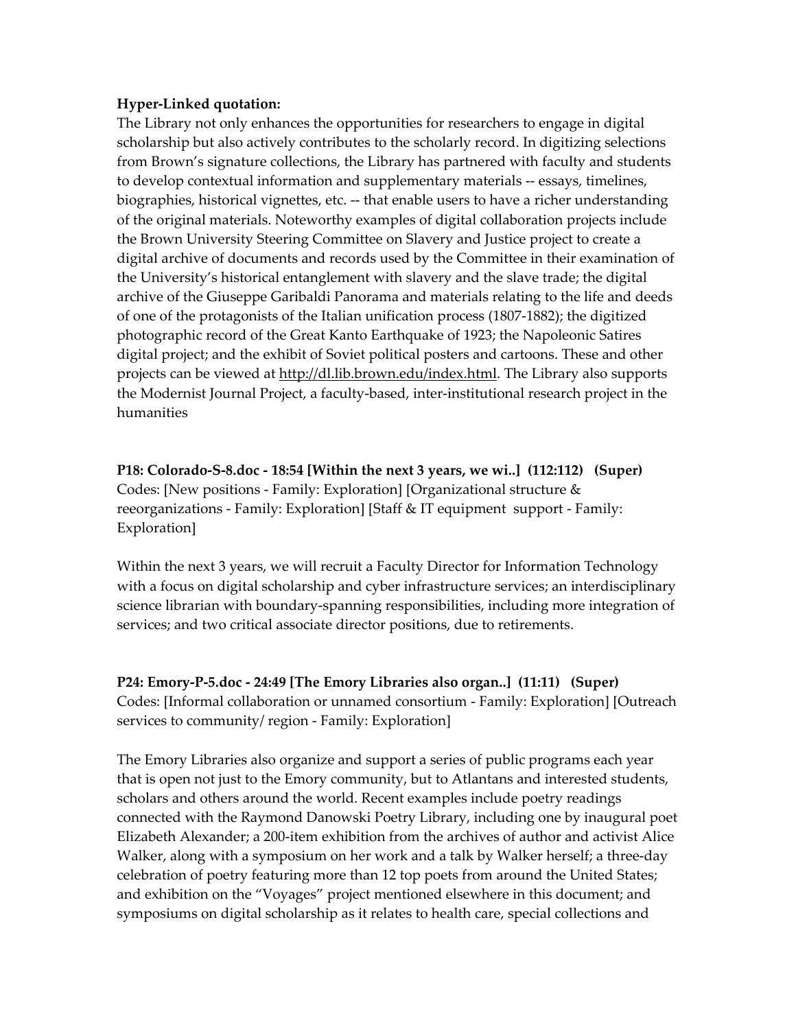**Hyper-Linked quotation:**

The Library not only enhances the opportunities for researchers to engage in digital scholarship but also actively contributes to the scholarly record. In digitizing selections from Brown's signature collections, the Library has partnered with faculty and students to develop contextual information and supplementary materials -- essays, timelines, biographies, historical vignettes, etc. -- that enable users to have a richer understanding of the original materials. Noteworthy examples of digital collaboration projects include the Brown University Steering Committee on Slavery and Justice project to create a digital archive of documents and records used by the Committee in their examination of the University's historical entanglement with slavery and the slave trade; the digital archive of the Giuseppe Garibaldi Panorama and materials relating to the life and deeds of one of the protagonists of the Italian unification process (1807-1882); the digitized photographic record of the Great Kanto Earthquake of 1923; the Napoleonic Satires digital project; and the exhibit of Soviet political posters and cartoons. These and other projects can be viewed at http://dl.lib.brown.edu/index.html. The Library also supports the Modernist Journal Project, a faculty-based, inter-institutional research project in the humanities

**P18: Colorado-S-8.doc - 18:54 [Within the next 3 years, we wi..] (112:112) (Super)**
Codes: [New positions - Family: Exploration] [Organizational structure & reeorganizations - Family: Exploration] [Staff & IT equipment support - Family: Exploration]

Within the next 3 years, we will recruit a Faculty Director for Information Technology with a focus on digital scholarship and cyber infrastructure services; an interdisciplinary science librarian with boundary-spanning responsibilities, including more integration of services; and two critical associate director positions, due to retirements.

**P24: Emory-P-5.doc - 24:49 [The Emory Libraries also organ..] (11:11) (Super)**
Codes: [Informal collaboration or unnamed consortium - Family: Exploration] [Outreach services to community/ region - Family: Exploration]

The Emory Libraries also organize and support a series of public programs each year that is open not just to the Emory community, but to Atlantans and interested students, scholars and others around the world. Recent examples include poetry readings connected with the Raymond Danowski Poetry Library, including one by inaugural poet Elizabeth Alexander; a 200-item exhibition from the archives of author and activist Alice Walker, along with a symposium on her work and a talk by Walker herself; a three-day celebration of poetry featuring more than 12 top poets from around the United States; and exhibition on the "Voyages" project mentioned elsewhere in this document; and symposiums on digital scholarship as it relates to health care, special collections and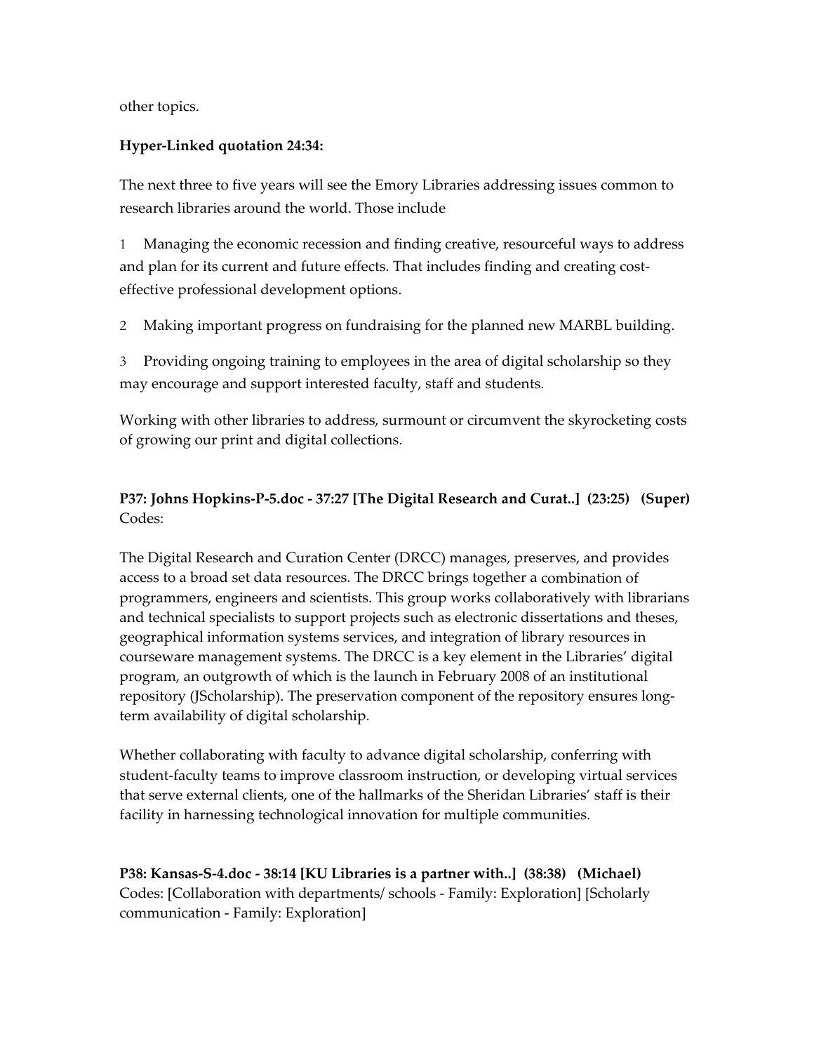other topics.

**Hyper-Linked quotation 24:34:**

The next three to five years will see the Emory Libraries addressing issues common to research libraries around the world. Those include

1 Managing the economic recession and finding creative, resourceful ways to address and plan for its current and future effects. That includes finding and creating cost-effective professional development options.

2 Making important progress on fundraising for the planned new MARBL building.

3 Providing ongoing training to employees in the area of digital scholarship so they may encourage and support interested faculty, staff and students.

Working with other libraries to address, surmount or circumvent the skyrocketing costs of growing our print and digital collections.

**P37: Johns Hopkins-P-5.doc - 37:27 [The Digital Research and Curat..] (23:25) (Super)**
Codes:

The Digital Research and Curation Center (DRCC) manages, preserves, and provides access to a broad set data resources. The DRCC brings together a combination of programmers, engineers and scientists. This group works collaboratively with librarians and technical specialists to support projects such as electronic dissertations and theses, geographical information systems services, and integration of library resources in courseware management systems. The DRCC is a key element in the Libraries' digital program, an outgrowth of which is the launch in February 2008 of an institutional repository (JScholarship). The preservation component of the repository ensures long-term availability of digital scholarship.

Whether collaborating with faculty to advance digital scholarship, conferring with student-faculty teams to improve classroom instruction, or developing virtual services that serve external clients, one of the hallmarks of the Sheridan Libraries' staff is their facility in harnessing technological innovation for multiple communities.

**P38: Kansas-S-4.doc - 38:14 [KU Libraries is a partner with..] (38:38) (Michael)**
Codes: [Collaboration with departments/ schools - Family: Exploration] [Scholarly communication - Family: Exploration]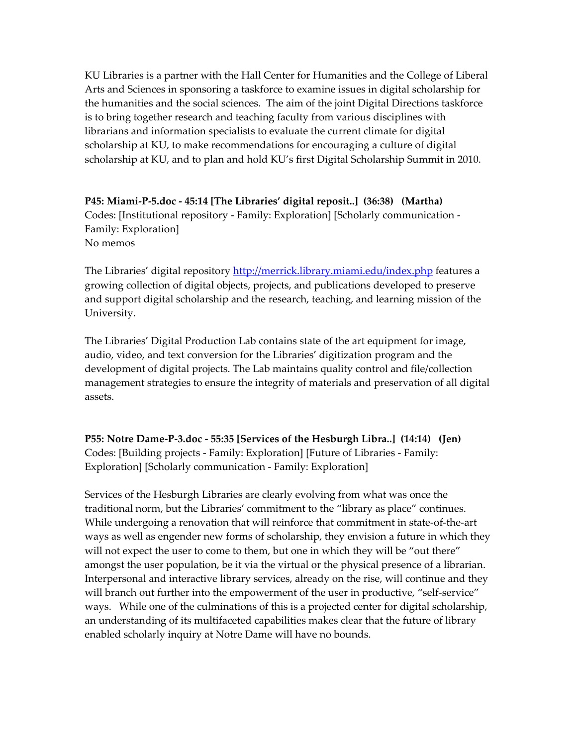KU Libraries is a partner with the Hall Center for Humanities and the College of Liberal Arts and Sciences in sponsoring a taskforce to examine issues in digital scholarship for the humanities and the social sciences. The aim of the joint Digital Directions taskforce is to bring together research and teaching faculty from various disciplines with librarians and information specialists to evaluate the current climate for digital scholarship at KU, to make recommendations for encouraging a culture of digital scholarship at KU, and to plan and hold KU's first Digital Scholarship Summit in 2010.

**P45: Miami-P-5.doc - 45:14 [The Libraries' digital reposit..] (36:38) (Martha)**
Codes: [Institutional repository - Family: Exploration] [Scholarly communication - Family: Exploration]
No memos

The Libraries' digital repository [http://merrick.library.miami.edu/index.php](http://merrick.library.miami.edu/index.php) features a growing collection of digital objects, projects, and publications developed to preserve and support digital scholarship and the research, teaching, and learning mission of the University.

The Libraries' Digital Production Lab contains state of the art equipment for image, audio, video, and text conversion for the Libraries' digitization program and the development of digital projects. The Lab maintains quality control and file/collection management strategies to ensure the integrity of materials and preservation of all digital assets.

**P55: Notre Dame-P-3.doc - 55:35 [Services of the Hesburgh Libra..] (14:14) (Jen)**
Codes: [Building projects - Family: Exploration] [Future of Libraries - Family: Exploration] [Scholarly communication - Family: Exploration]

Services of the Hesburgh Libraries are clearly evolving from what was once the traditional norm, but the Libraries' commitment to the "library as place" continues. While undergoing a renovation that will reinforce that commitment in state-of-the-art ways as well as engender new forms of scholarship, they envision a future in which they will not expect the user to come to them, but one in which they will be "out there" amongst the user population, be it via the virtual or the physical presence of a librarian. Interpersonal and interactive library services, already on the rise, will continue and they will branch out further into the empowerment of the user in productive, "self-service" ways. While one of the culminations of this is a projected center for digital scholarship, an understanding of its multifaceted capabilities makes clear that the future of library enabled scholarly inquiry at Notre Dame will have no bounds.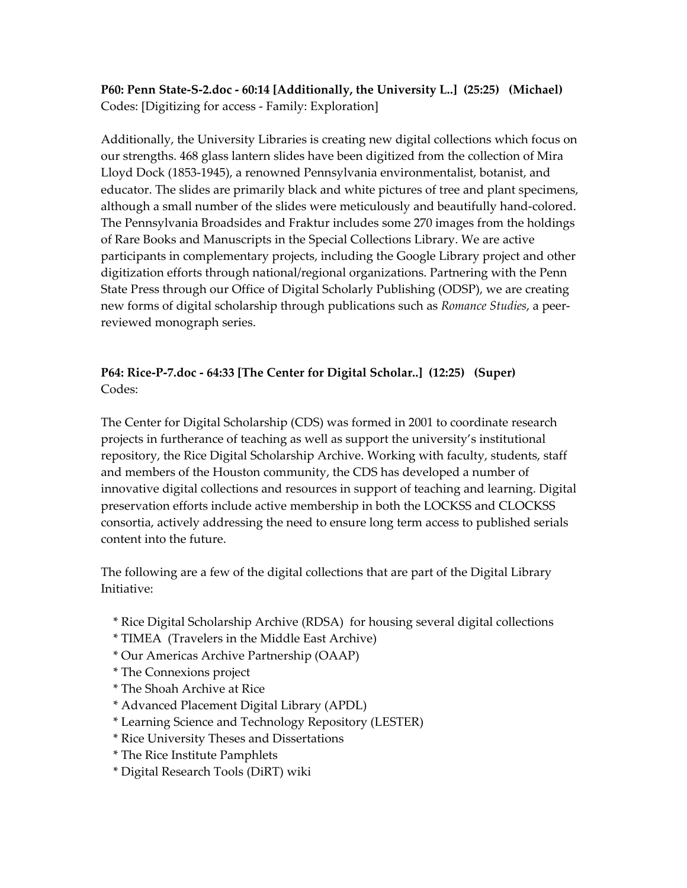**P60: Penn State-S-2.doc - 60:14 [Additionally, the University L..] (25:25) (Michael)**
Codes: [Digitizing for access - Family: Exploration]

Additionally, the University Libraries is creating new digital collections which focus on our strengths. 468 glass lantern slides have been digitized from the collection of Mira Lloyd Dock (1853-1945), a renowned Pennsylvania environmentalist, botanist, and educator. The slides are primarily black and white pictures of tree and plant specimens, although a small number of the slides were meticulously and beautifully hand-colored. The Pennsylvania Broadsides and Fraktur includes some 270 images from the holdings of Rare Books and Manuscripts in the Special Collections Library. We are active participants in complementary projects, including the Google Library project and other digitization efforts through national/regional organizations. Partnering with the Penn State Press through our Office of Digital Scholarly Publishing (ODSP), we are creating new forms of digital scholarship through publications such as *Romance Studies*, a peer-reviewed monograph series.

**P64: Rice-P-7.doc - 64:33 [The Center for Digital Scholar..] (12:25) (Super)**
Codes:

The Center for Digital Scholarship (CDS) was formed in 2001 to coordinate research projects in furtherance of teaching as well as support the university's institutional repository, the Rice Digital Scholarship Archive. Working with faculty, students, staff and members of the Houston community, the CDS has developed a number of innovative digital collections and resources in support of teaching and learning. Digital preservation efforts include active membership in both the LOCKSS and CLOCKSS consortia, actively addressing the need to ensure long term access to published serials content into the future.

The following are a few of the digital collections that are part of the Digital Library Initiative:

* Rice Digital Scholarship Archive (RDSA) for housing several digital collections
* TIMEA (Travelers in the Middle East Archive)
* Our Americas Archive Partnership (OAAP)
* The Connexions project
* The Shoah Archive at Rice
* Advanced Placement Digital Library (APDL)
* Learning Science and Technology Repository (LESTER)
* Rice University Theses and Dissertations
* The Rice Institute Pamphlets
* Digital Research Tools (DiRT) wiki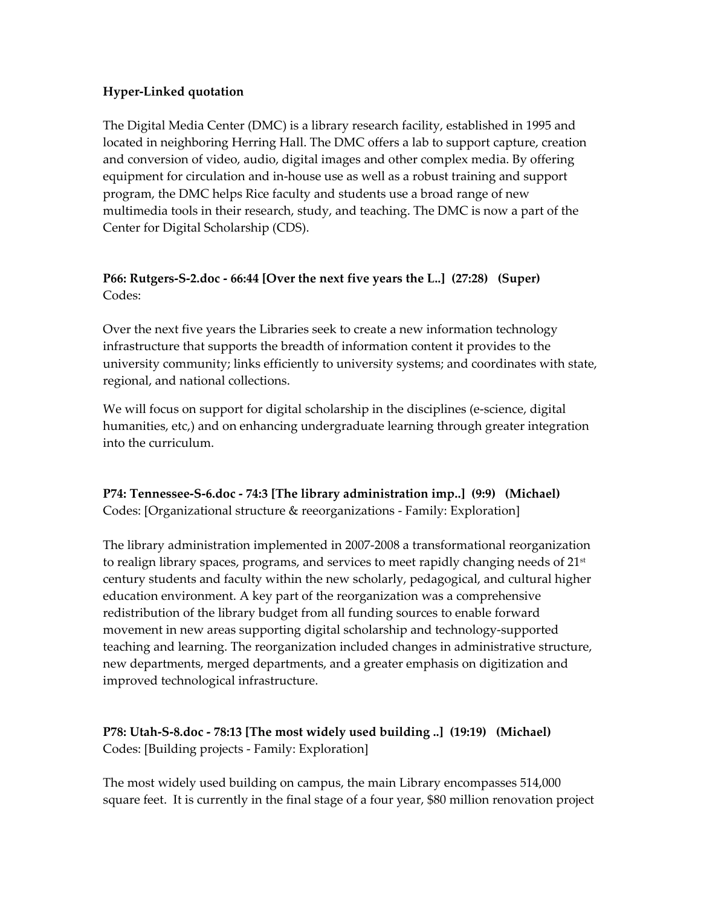**Hyper-Linked quotation**

The Digital Media Center (DMC) is a library research facility, established in 1995 and located in neighboring Herring Hall. The DMC offers a lab to support capture, creation and conversion of video, audio, digital images and other complex media. By offering equipment for circulation and in-house use as well as a robust training and support program, the DMC helps Rice faculty and students use a broad range of new multimedia tools in their research, study, and teaching. The DMC is now a part of the Center for Digital Scholarship (CDS).

**P66: Rutgers-S-2.doc - 66:44 [Over the next five years the L..] (27:28) (Super)**
Codes:

Over the next five years the Libraries seek to create a new information technology infrastructure that supports the breadth of information content it provides to the university community; links efficiently to university systems; and coordinates with state, regional, and national collections.

We will focus on support for digital scholarship in the disciplines (e-science, digital humanities, etc,) and on enhancing undergraduate learning through greater integration into the curriculum.

**P74: Tennessee-S-6.doc - 74:3 [The library administration imp..] (9:9) (Michael)**
Codes: [Organizational structure & reorganizations - Family: Exploration]

The library administration implemented in 2007-2008 a transformational reorganization to realign library spaces, programs, and services to meet rapidly changing needs of 21st century students and faculty within the new scholarly, pedagogical, and cultural higher education environment. A key part of the reorganization was a comprehensive redistribution of the library budget from all funding sources to enable forward movement in new areas supporting digital scholarship and technology-supported teaching and learning. The reorganization included changes in administrative structure, new departments, merged departments, and a greater emphasis on digitization and improved technological infrastructure.

**P78: Utah-S-8.doc - 78:13 [The most widely used building ..] (19:19) (Michael)**
Codes: [Building projects - Family: Exploration]

The most widely used building on campus, the main Library encompasses 514,000 square feet. It is currently in the final stage of a four year, $80 million renovation project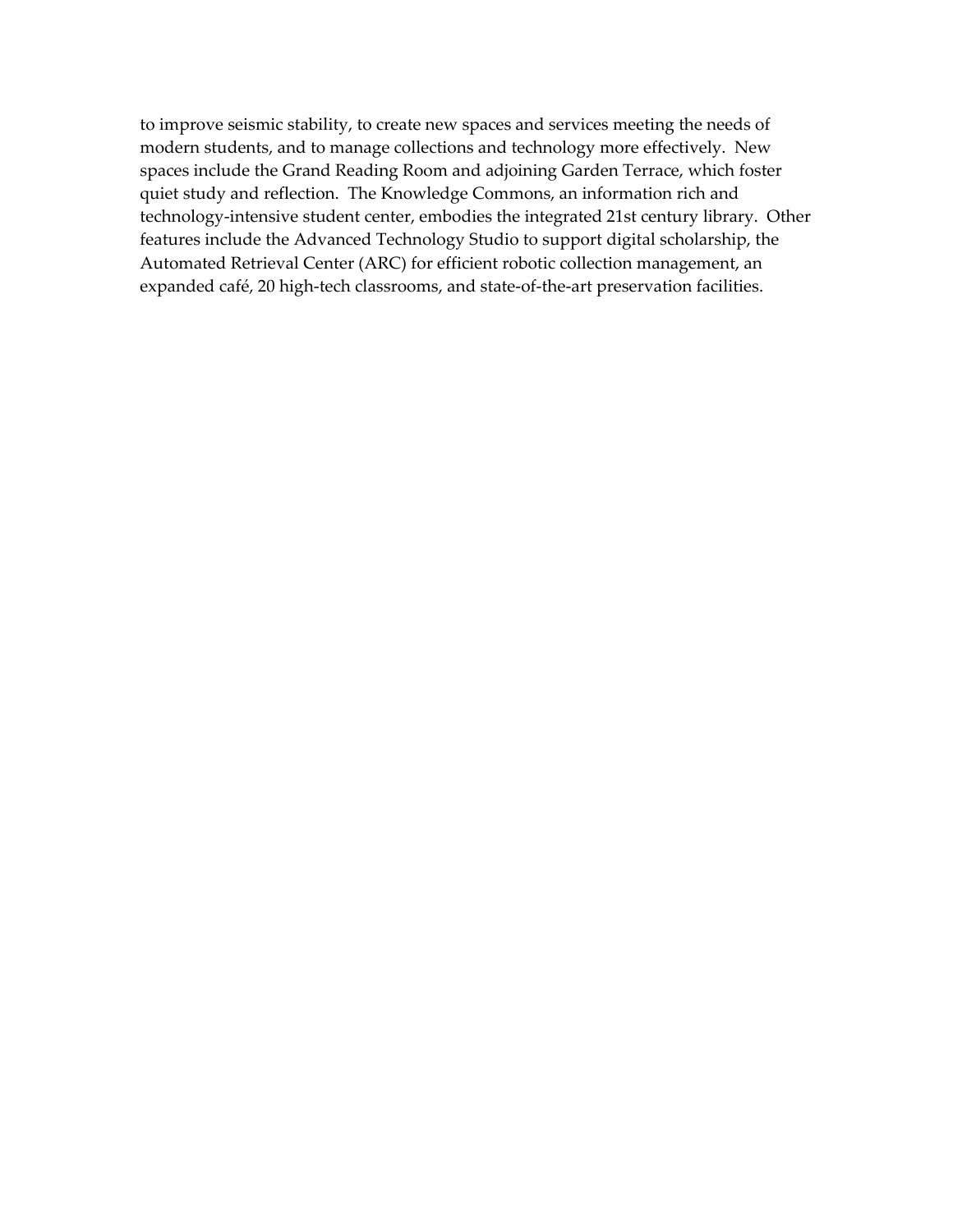to improve seismic stability, to create new spaces and services meeting the needs of modern students, and to manage collections and technology more effectively. New spaces include the Grand Reading Room and adjoining Garden Terrace, which foster quiet study and reflection. The Knowledge Commons, an information rich and technology-intensive student center, embodies the integrated 21st century library. Other features include the Advanced Technology Studio to support digital scholarship, the Automated Retrieval Center (ARC) for efficient robotic collection management, an expanded café, 20 high-tech classrooms, and state-of-the-art preservation facilities.